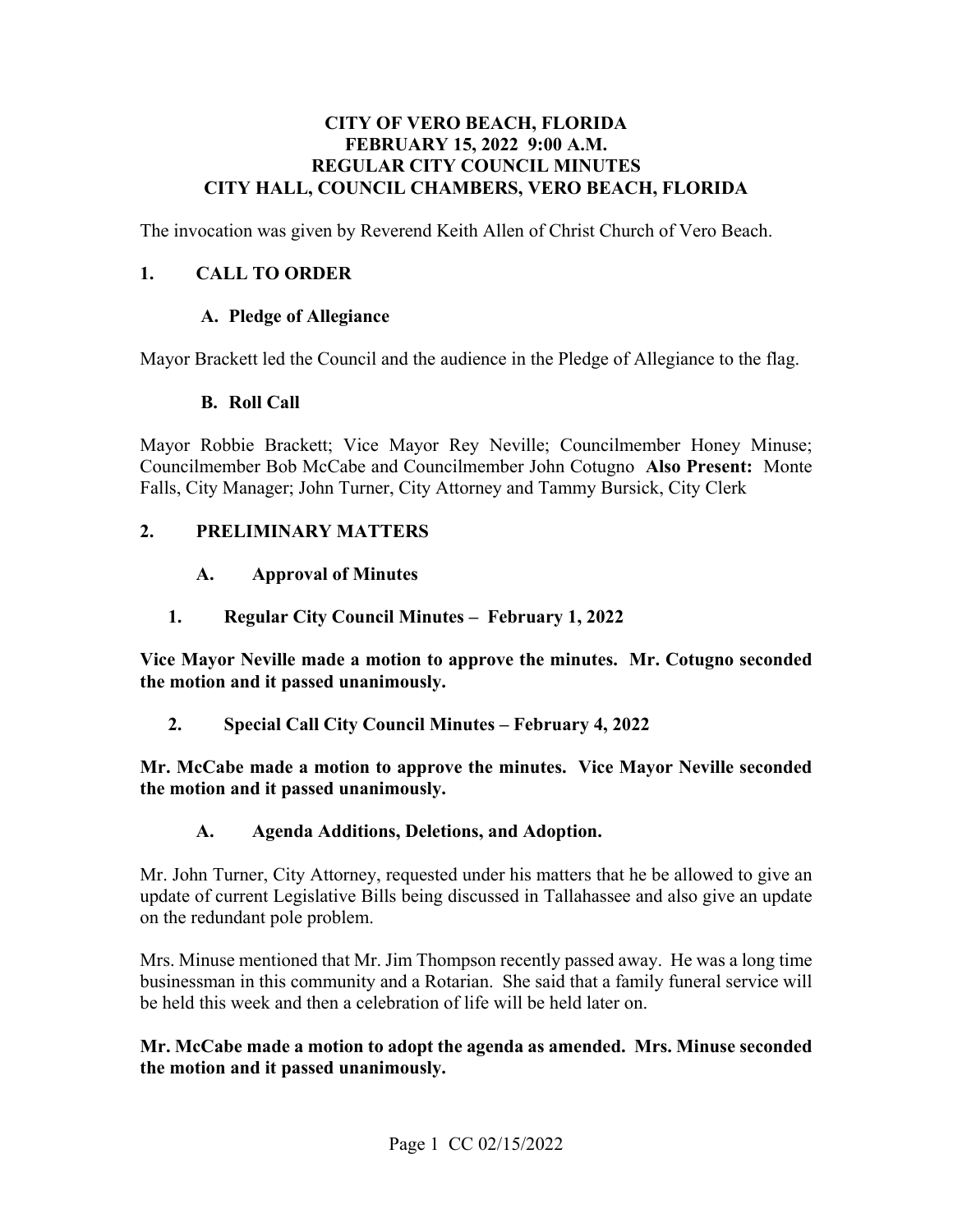# CITY OF VERO BEACH, FLORIDA
# FEBRUARY 15, 2022 9:00 A.M.
# REGULAR CITY COUNCIL MINUTES
# CITY HALL, COUNCIL CHAMBERS, VERO BEACH, FLORIDA

The invocation was given by Reverend Keith Allen of Christ Church of Vero Beach.

## 1. CALL TO ORDER

### A. Pledge of Allegiance

Mayor Brackett led the Council and the audience in the Pledge of Allegiance to the flag.

### B. Roll Call

Mayor Robbie Brackett; Vice Mayor Rey Neville; Councilmember Honey Minuse; Councilmember Bob McCabe and Councilmember John Cotugno **Also Present:** Monte Falls, City Manager; John Turner, City Attorney and Tammy Bursick, City Clerk

## 2. PRELIMINARY MATTERS

### A. Approval of Minutes

#### 1. Regular City Council Minutes – February 1, 2022

**Vice Mayor Neville made a motion to approve the minutes. Mr. Cotugno seconded the motion and it passed unanimously.**

#### 2. Special Call City Council Minutes – February 4, 2022

**Mr. McCabe made a motion to approve the minutes. Vice Mayor Neville seconded the motion and it passed unanimously.**

### A. Agenda Additions, Deletions, and Adoption.

Mr. John Turner, City Attorney, requested under his matters that he be allowed to give an update of current Legislative Bills being discussed in Tallahassee and also give an update on the redundant pole problem.

Mrs. Minuse mentioned that Mr. Jim Thompson recently passed away. He was a long time businessman in this community and a Rotarian. She said that a family funeral service will be held this week and then a celebration of life will be held later on.

**Mr. McCabe made a motion to adopt the agenda as amended. Mrs. Minuse seconded the motion and it passed unanimously.**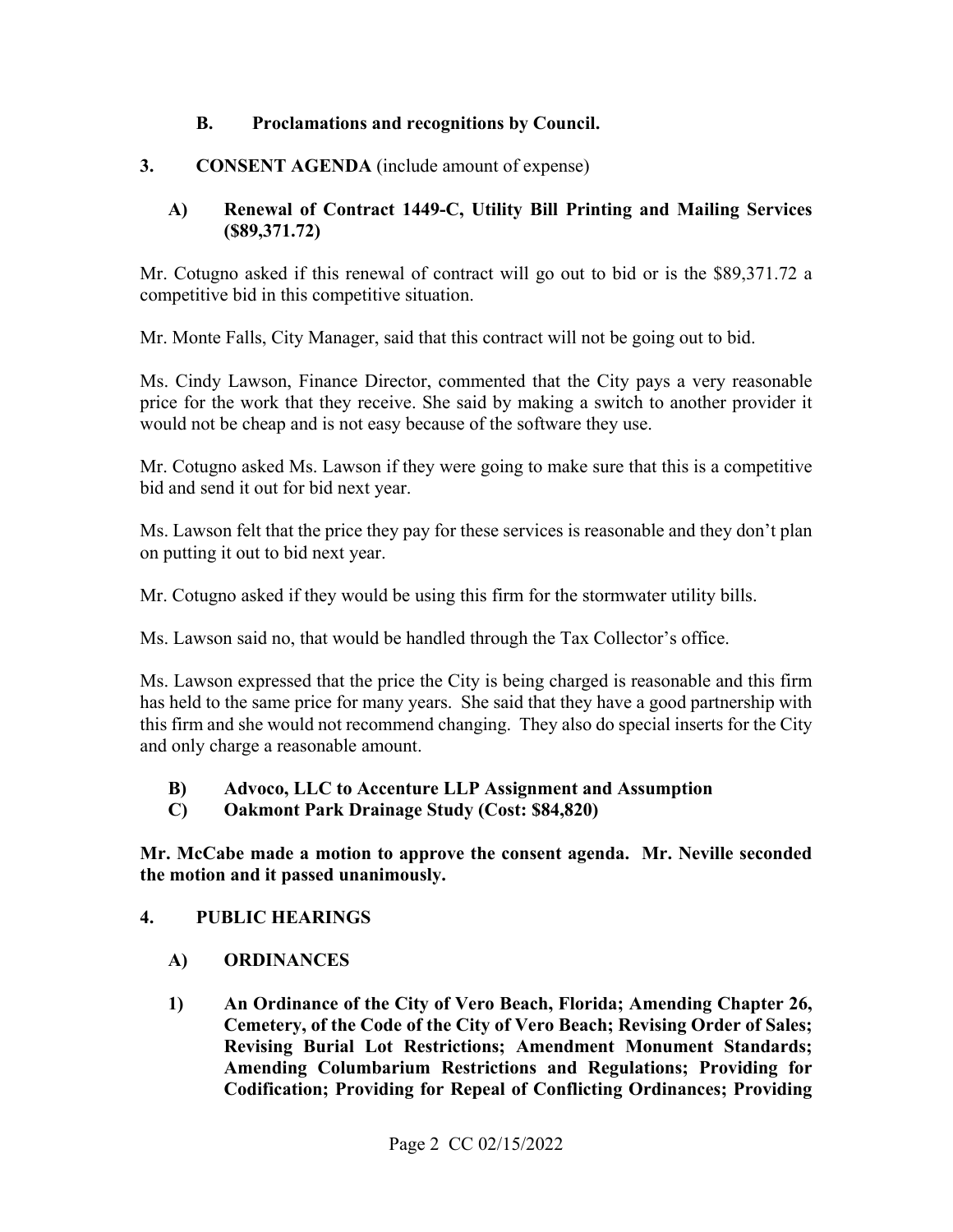### B. Proclamations and recognitions by Council.

## 3. CONSENT AGENDA (include amount of expense)

### A) Renewal of Contract 1449-C, Utility Bill Printing and Mailing Services ($89,371.72)

Mr. Cotugno asked if this renewal of contract will go out to bid or is the $89,371.72 a competitive bid in this competitive situation.

Mr. Monte Falls, City Manager, said that this contract will not be going out to bid.

Ms. Cindy Lawson, Finance Director, commented that the City pays a very reasonable price for the work that they receive. She said by making a switch to another provider it would not be cheap and is not easy because of the software they use.

Mr. Cotugno asked Ms. Lawson if they were going to make sure that this is a competitive bid and send it out for bid next year.

Ms. Lawson felt that the price they pay for these services is reasonable and they don't plan on putting it out to bid next year.

Mr. Cotugno asked if they would be using this firm for the stormwater utility bills.

Ms. Lawson said no, that would be handled through the Tax Collector's office.

Ms. Lawson expressed that the price the City is being charged is reasonable and this firm has held to the same price for many years. She said that they have a good partnership with this firm and she would not recommend changing. They also do special inserts for the City and only charge a reasonable amount.

### B) Advoco, LLC to Accenture LLP Assignment and Assumption

### C) Oakmont Park Drainage Study (Cost: $84,820)

**Mr. McCabe made a motion to approve the consent agenda. Mr. Neville seconded the motion and it passed unanimously.**

## 4. PUBLIC HEARINGS

### A) ORDINANCES

**1) An Ordinance of the City of Vero Beach, Florida; Amending Chapter 26, Cemetery, of the Code of the City of Vero Beach; Revising Order of Sales; Revising Burial Lot Restrictions; Amendment Monument Standards; Amending Columbarium Restrictions and Regulations; Providing for Codification; Providing for Repeal of Conflicting Ordinances; Providing**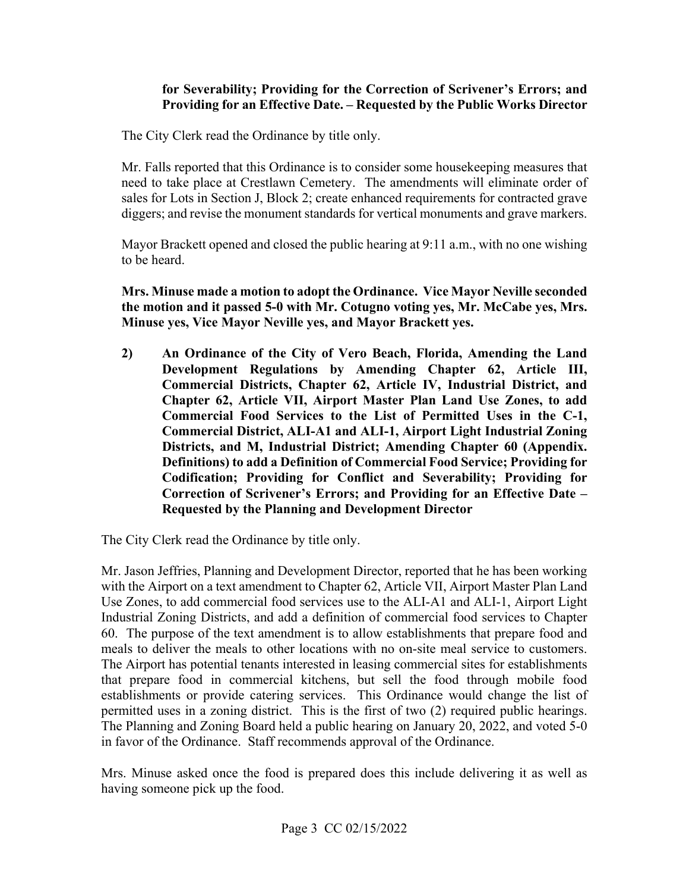**for Severability; Providing for the Correction of Scrivener's Errors; and Providing for an Effective Date. – Requested by the Public Works Director**

The City Clerk read the Ordinance by title only.

Mr. Falls reported that this Ordinance is to consider some housekeeping measures that need to take place at Crestlawn Cemetery. The amendments will eliminate order of sales for Lots in Section J, Block 2; create enhanced requirements for contracted grave diggers; and revise the monument standards for vertical monuments and grave markers.

Mayor Brackett opened and closed the public hearing at 9:11 a.m., with no one wishing to be heard.

**Mrs. Minuse made a motion to adopt the Ordinance. Vice Mayor Neville seconded the motion and it passed 5-0 with Mr. Cotugno voting yes, Mr. McCabe yes, Mrs. Minuse yes, Vice Mayor Neville yes, and Mayor Brackett yes.**

**2) An Ordinance of the City of Vero Beach, Florida, Amending the Land Development Regulations by Amending Chapter 62, Article III, Commercial Districts, Chapter 62, Article IV, Industrial District, and Chapter 62, Article VII, Airport Master Plan Land Use Zones, to add Commercial Food Services to the List of Permitted Uses in the C-1, Commercial District, ALI-A1 and ALI-1, Airport Light Industrial Zoning Districts, and M, Industrial District; Amending Chapter 60 (Appendix. Definitions) to add a Definition of Commercial Food Service; Providing for Codification; Providing for Conflict and Severability; Providing for Correction of Scrivener's Errors; and Providing for an Effective Date – Requested by the Planning and Development Director**

The City Clerk read the Ordinance by title only.

Mr. Jason Jeffries, Planning and Development Director, reported that he has been working with the Airport on a text amendment to Chapter 62, Article VII, Airport Master Plan Land Use Zones, to add commercial food services use to the ALI-A1 and ALI-1, Airport Light Industrial Zoning Districts, and add a definition of commercial food services to Chapter 60. The purpose of the text amendment is to allow establishments that prepare food and meals to deliver the meals to other locations with no on-site meal service to customers. The Airport has potential tenants interested in leasing commercial sites for establishments that prepare food in commercial kitchens, but sell the food through mobile food establishments or provide catering services. This Ordinance would change the list of permitted uses in a zoning district. This is the first of two (2) required public hearings. The Planning and Zoning Board held a public hearing on January 20, 2022, and voted 5-0 in favor of the Ordinance. Staff recommends approval of the Ordinance.

Mrs. Minuse asked once the food is prepared does this include delivering it as well as having someone pick up the food.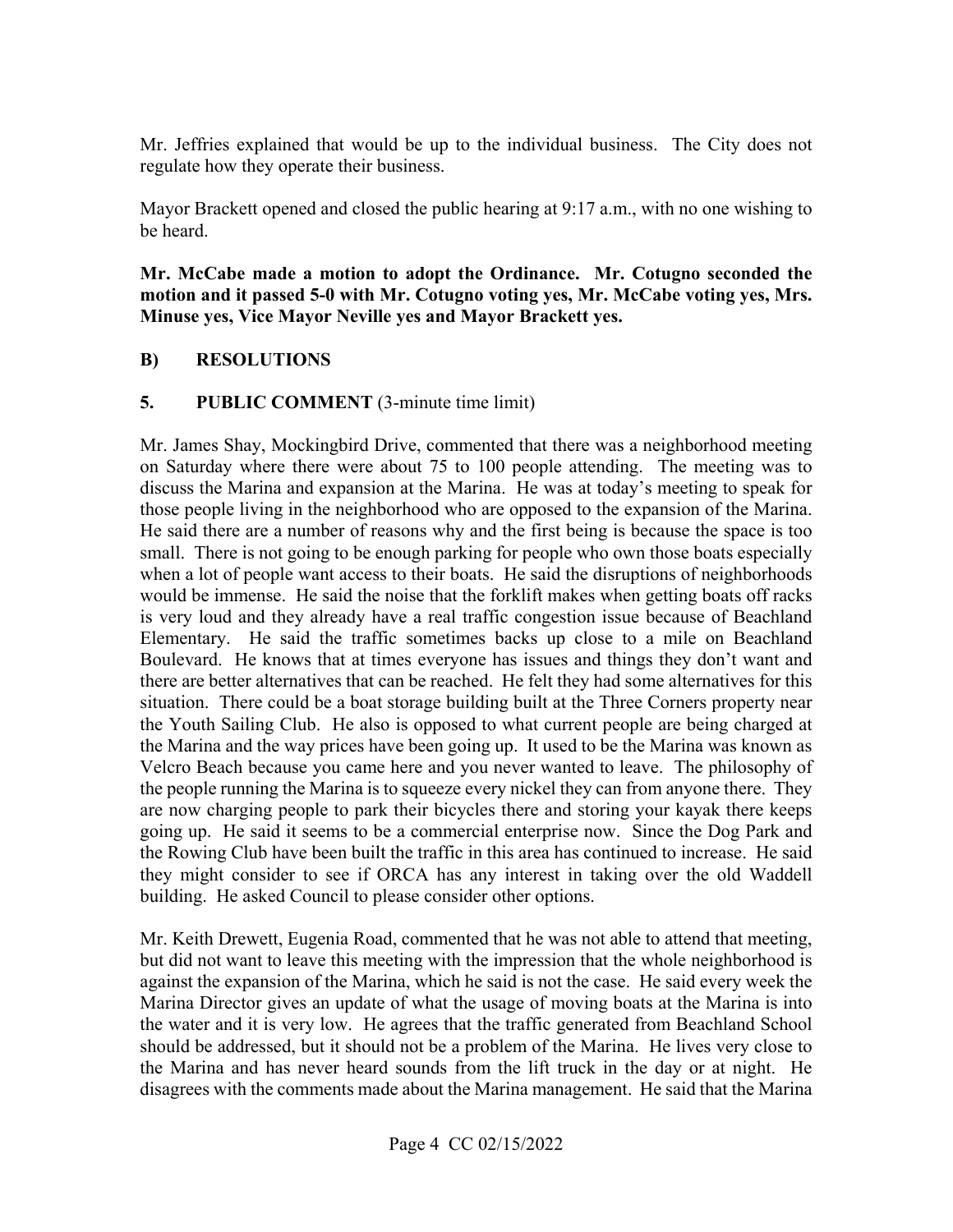Mr. Jeffries explained that would be up to the individual business. The City does not regulate how they operate their business.

Mayor Brackett opened and closed the public hearing at 9:17 a.m., with no one wishing to be heard.

**Mr. McCabe made a motion to adopt the Ordinance. Mr. Cotugno seconded the motion and it passed 5-0 with Mr. Cotugno voting yes, Mr. McCabe voting yes, Mrs. Minuse yes, Vice Mayor Neville yes and Mayor Brackett yes.**

## B) RESOLUTIONS

## 5. PUBLIC COMMENT (3-minute time limit)

Mr. James Shay, Mockingbird Drive, commented that there was a neighborhood meeting on Saturday where there were about 75 to 100 people attending. The meeting was to discuss the Marina and expansion at the Marina. He was at today's meeting to speak for those people living in the neighborhood who are opposed to the expansion of the Marina. He said there are a number of reasons why and the first being is because the space is too small. There is not going to be enough parking for people who own those boats especially when a lot of people want access to their boats. He said the disruptions of neighborhoods would be immense. He said the noise that the forklift makes when getting boats off racks is very loud and they already have a real traffic congestion issue because of Beachland Elementary. He said the traffic sometimes backs up close to a mile on Beachland Boulevard. He knows that at times everyone has issues and things they don't want and there are better alternatives that can be reached. He felt they had some alternatives for this situation. There could be a boat storage building built at the Three Corners property near the Youth Sailing Club. He also is opposed to what current people are being charged at the Marina and the way prices have been going up. It used to be the Marina was known as Velcro Beach because you came here and you never wanted to leave. The philosophy of the people running the Marina is to squeeze every nickel they can from anyone there. They are now charging people to park their bicycles there and storing your kayak there keeps going up. He said it seems to be a commercial enterprise now. Since the Dog Park and the Rowing Club have been built the traffic in this area has continued to increase. He said they might consider to see if ORCA has any interest in taking over the old Waddell building. He asked Council to please consider other options.

Mr. Keith Drewett, Eugenia Road, commented that he was not able to attend that meeting, but did not want to leave this meeting with the impression that the whole neighborhood is against the expansion of the Marina, which he said is not the case. He said every week the Marina Director gives an update of what the usage of moving boats at the Marina is into the water and it is very low. He agrees that the traffic generated from Beachland School should be addressed, but it should not be a problem of the Marina. He lives very close to the Marina and has never heard sounds from the lift truck in the day or at night. He disagrees with the comments made about the Marina management. He said that the Marina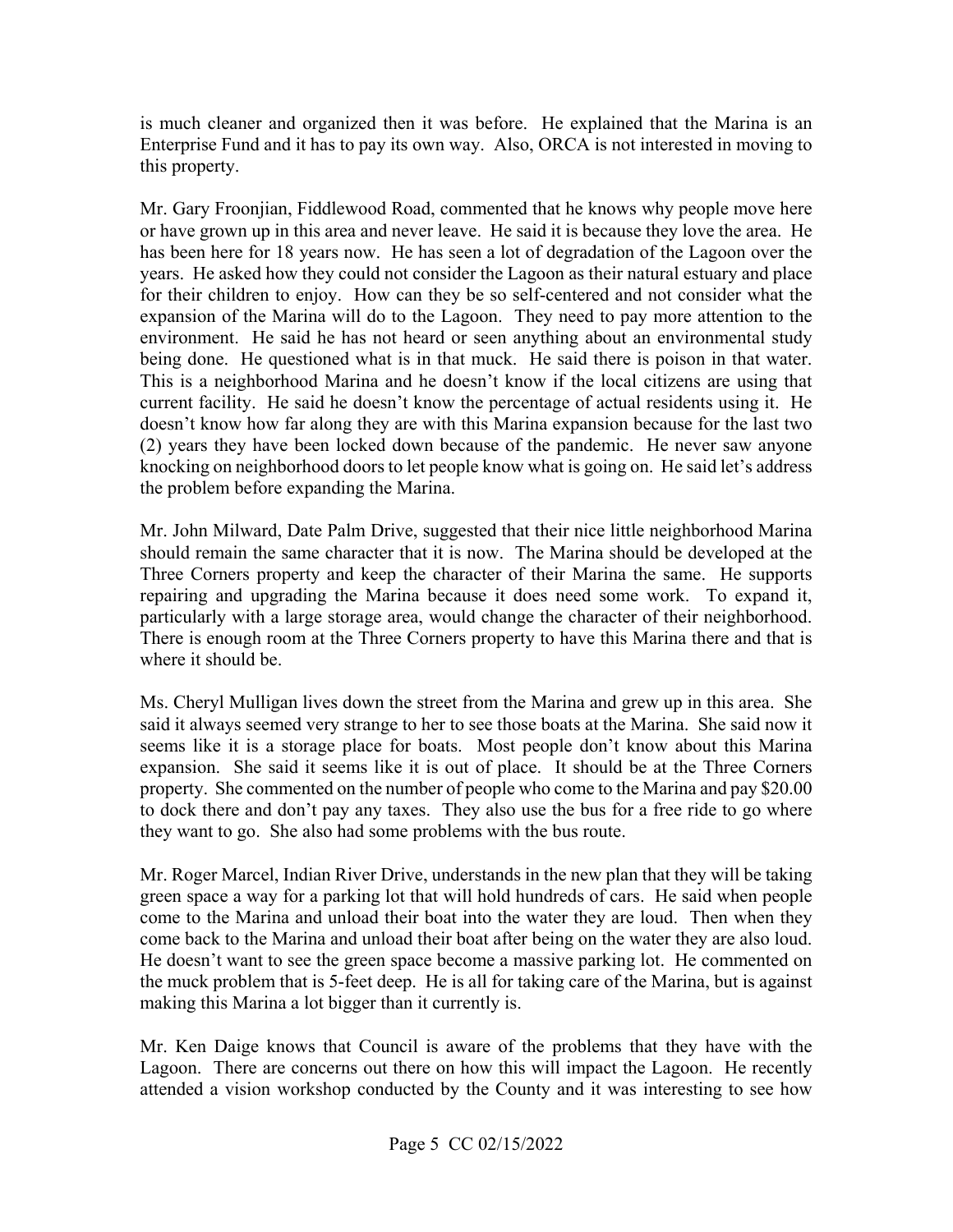is much cleaner and organized then it was before. He explained that the Marina is an Enterprise Fund and it has to pay its own way. Also, ORCA is not interested in moving to this property.

Mr. Gary Froonjian, Fiddlewood Road, commented that he knows why people move here or have grown up in this area and never leave. He said it is because they love the area. He has been here for 18 years now. He has seen a lot of degradation of the Lagoon over the years. He asked how they could not consider the Lagoon as their natural estuary and place for their children to enjoy. How can they be so self-centered and not consider what the expansion of the Marina will do to the Lagoon. They need to pay more attention to the environment. He said he has not heard or seen anything about an environmental study being done. He questioned what is in that muck. He said there is poison in that water. This is a neighborhood Marina and he doesn't know if the local citizens are using that current facility. He said he doesn't know the percentage of actual residents using it. He doesn't know how far along they are with this Marina expansion because for the last two (2) years they have been locked down because of the pandemic. He never saw anyone knocking on neighborhood doors to let people know what is going on. He said let's address the problem before expanding the Marina.

Mr. John Milward, Date Palm Drive, suggested that their nice little neighborhood Marina should remain the same character that it is now. The Marina should be developed at the Three Corners property and keep the character of their Marina the same. He supports repairing and upgrading the Marina because it does need some work. To expand it, particularly with a large storage area, would change the character of their neighborhood. There is enough room at the Three Corners property to have this Marina there and that is where it should be.

Ms. Cheryl Mulligan lives down the street from the Marina and grew up in this area. She said it always seemed very strange to her to see those boats at the Marina. She said now it seems like it is a storage place for boats. Most people don't know about this Marina expansion. She said it seems like it is out of place. It should be at the Three Corners property. She commented on the number of people who come to the Marina and pay $20.00 to dock there and don't pay any taxes. They also use the bus for a free ride to go where they want to go. She also had some problems with the bus route.

Mr. Roger Marcel, Indian River Drive, understands in the new plan that they will be taking green space a way for a parking lot that will hold hundreds of cars. He said when people come to the Marina and unload their boat into the water they are loud. Then when they come back to the Marina and unload their boat after being on the water they are also loud. He doesn't want to see the green space become a massive parking lot. He commented on the muck problem that is 5-feet deep. He is all for taking care of the Marina, but is against making this Marina a lot bigger than it currently is.

Mr. Ken Daige knows that Council is aware of the problems that they have with the Lagoon. There are concerns out there on how this will impact the Lagoon. He recently attended a vision workshop conducted by the County and it was interesting to see how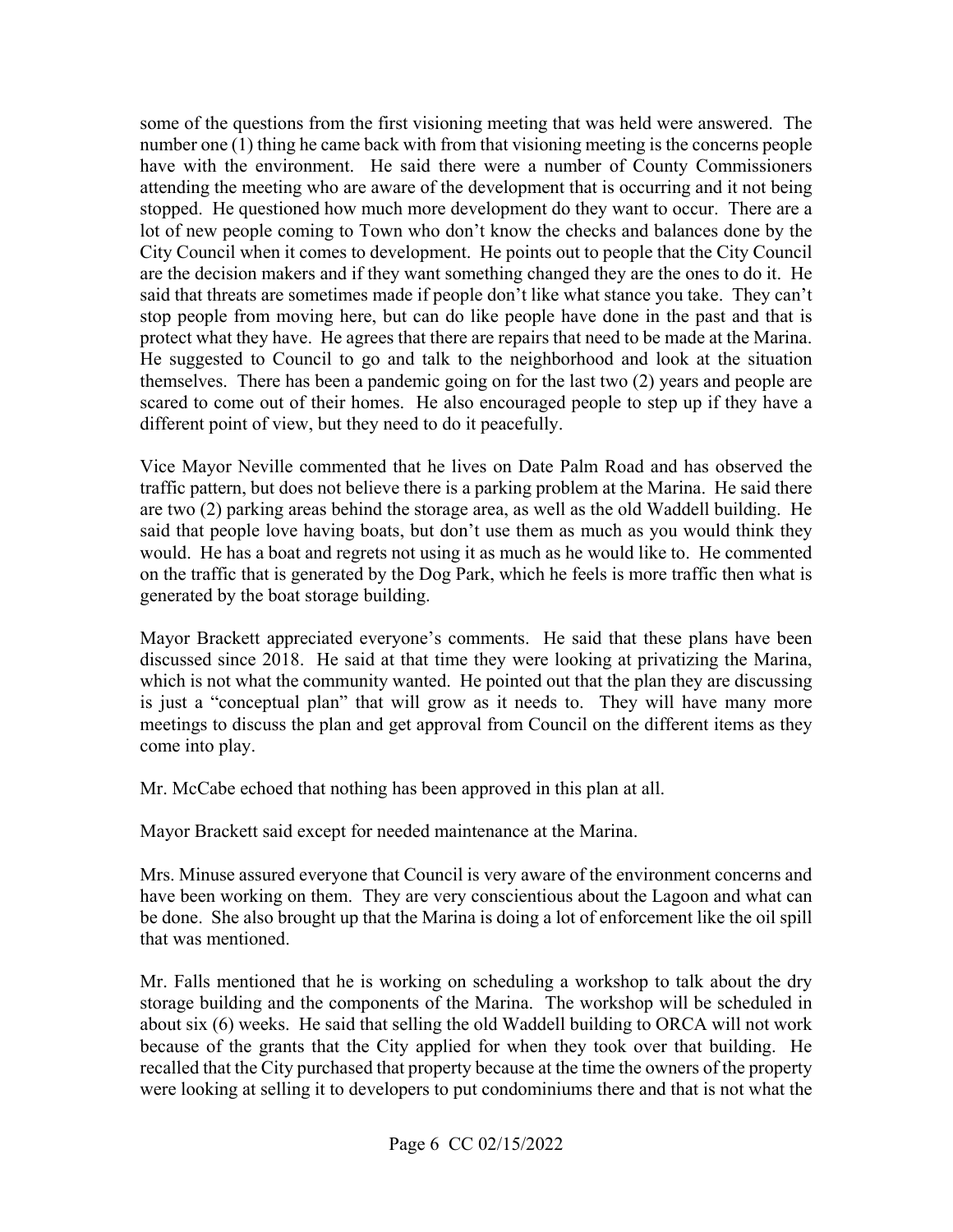some of the questions from the first visioning meeting that was held were answered. The number one (1) thing he came back with from that visioning meeting is the concerns people have with the environment. He said there were a number of County Commissioners attending the meeting who are aware of the development that is occurring and it not being stopped. He questioned how much more development do they want to occur. There are a lot of new people coming to Town who don't know the checks and balances done by the City Council when it comes to development. He points out to people that the City Council are the decision makers and if they want something changed they are the ones to do it. He said that threats are sometimes made if people don't like what stance you take. They can't stop people from moving here, but can do like people have done in the past and that is protect what they have. He agrees that there are repairs that need to be made at the Marina. He suggested to Council to go and talk to the neighborhood and look at the situation themselves. There has been a pandemic going on for the last two (2) years and people are scared to come out of their homes. He also encouraged people to step up if they have a different point of view, but they need to do it peacefully.

Vice Mayor Neville commented that he lives on Date Palm Road and has observed the traffic pattern, but does not believe there is a parking problem at the Marina. He said there are two (2) parking areas behind the storage area, as well as the old Waddell building. He said that people love having boats, but don't use them as much as you would think they would. He has a boat and regrets not using it as much as he would like to. He commented on the traffic that is generated by the Dog Park, which he feels is more traffic then what is generated by the boat storage building.

Mayor Brackett appreciated everyone's comments. He said that these plans have been discussed since 2018. He said at that time they were looking at privatizing the Marina, which is not what the community wanted. He pointed out that the plan they are discussing is just a "conceptual plan" that will grow as it needs to. They will have many more meetings to discuss the plan and get approval from Council on the different items as they come into play.

Mr. McCabe echoed that nothing has been approved in this plan at all.

Mayor Brackett said except for needed maintenance at the Marina.

Mrs. Minuse assured everyone that Council is very aware of the environment concerns and have been working on them. They are very conscientious about the Lagoon and what can be done. She also brought up that the Marina is doing a lot of enforcement like the oil spill that was mentioned.

Mr. Falls mentioned that he is working on scheduling a workshop to talk about the dry storage building and the components of the Marina. The workshop will be scheduled in about six (6) weeks. He said that selling the old Waddell building to ORCA will not work because of the grants that the City applied for when they took over that building. He recalled that the City purchased that property because at the time the owners of the property were looking at selling it to developers to put condominiums there and that is not what the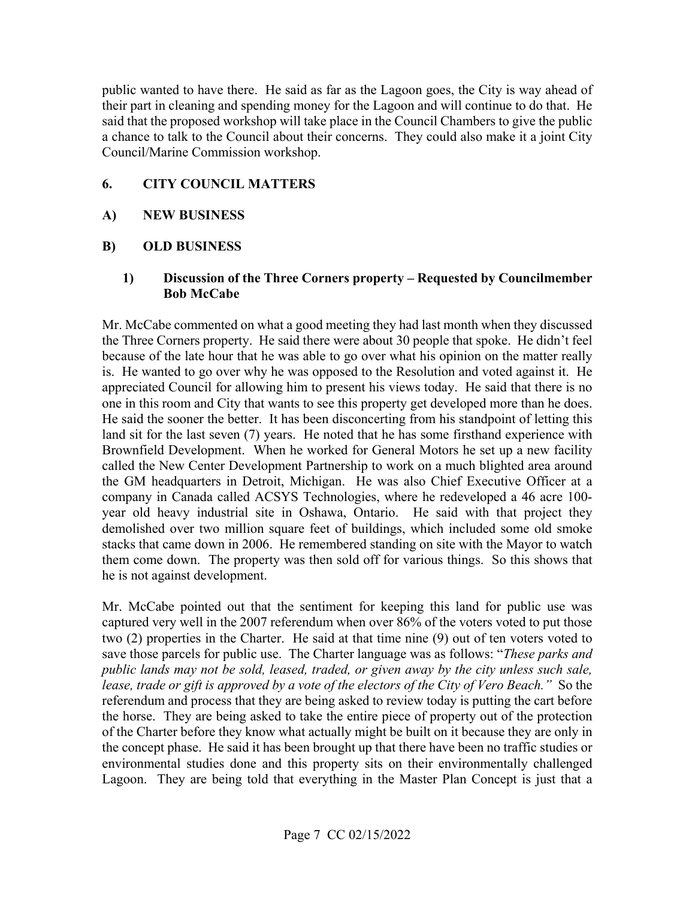public wanted to have there. He said as far as the Lagoon goes, the City is way ahead of their part in cleaning and spending money for the Lagoon and will continue to do that. He said that the proposed workshop will take place in the Council Chambers to give the public a chance to talk to the Council about their concerns. They could also make it a joint City Council/Marine Commission workshop.

## 6. CITY COUNCIL MATTERS

### A) NEW BUSINESS

### B) OLD BUSINESS

#### 1) Discussion of the Three Corners property – Requested by Councilmember Bob McCabe

Mr. McCabe commented on what a good meeting they had last month when they discussed the Three Corners property. He said there were about 30 people that spoke. He didn't feel because of the late hour that he was able to go over what his opinion on the matter really is. He wanted to go over why he was opposed to the Resolution and voted against it. He appreciated Council for allowing him to present his views today. He said that there is no one in this room and City that wants to see this property get developed more than he does. He said the sooner the better. It has been disconcerting from his standpoint of letting this land sit for the last seven (7) years. He noted that he has some firsthand experience with Brownfield Development. When he worked for General Motors he set up a new facility called the New Center Development Partnership to work on a much blighted area around the GM headquarters in Detroit, Michigan. He was also Chief Executive Officer at a company in Canada called ACSYS Technologies, where he redeveloped a 46 acre 100-year old heavy industrial site in Oshawa, Ontario. He said with that project they demolished over two million square feet of buildings, which included some old smoke stacks that came down in 2006. He remembered standing on site with the Mayor to watch them come down. The property was then sold off for various things. So this shows that he is not against development.

Mr. McCabe pointed out that the sentiment for keeping this land for public use was captured very well in the 2007 referendum when over 86% of the voters voted to put those two (2) properties in the Charter. He said at that time nine (9) out of ten voters voted to save those parcels for public use. The Charter language was as follows: "*These parks and public lands may not be sold, leased, traded, or given away by the city unless such sale, lease, trade or gift is approved by a vote of the electors of the City of Vero Beach.*" So the referendum and process that they are being asked to review today is putting the cart before the horse. They are being asked to take the entire piece of property out of the protection of the Charter before they know what actually might be built on it because they are only in the concept phase. He said it has been brought up that there have been no traffic studies or environmental studies done and this property sits on their environmentally challenged Lagoon. They are being told that everything in the Master Plan Concept is just that a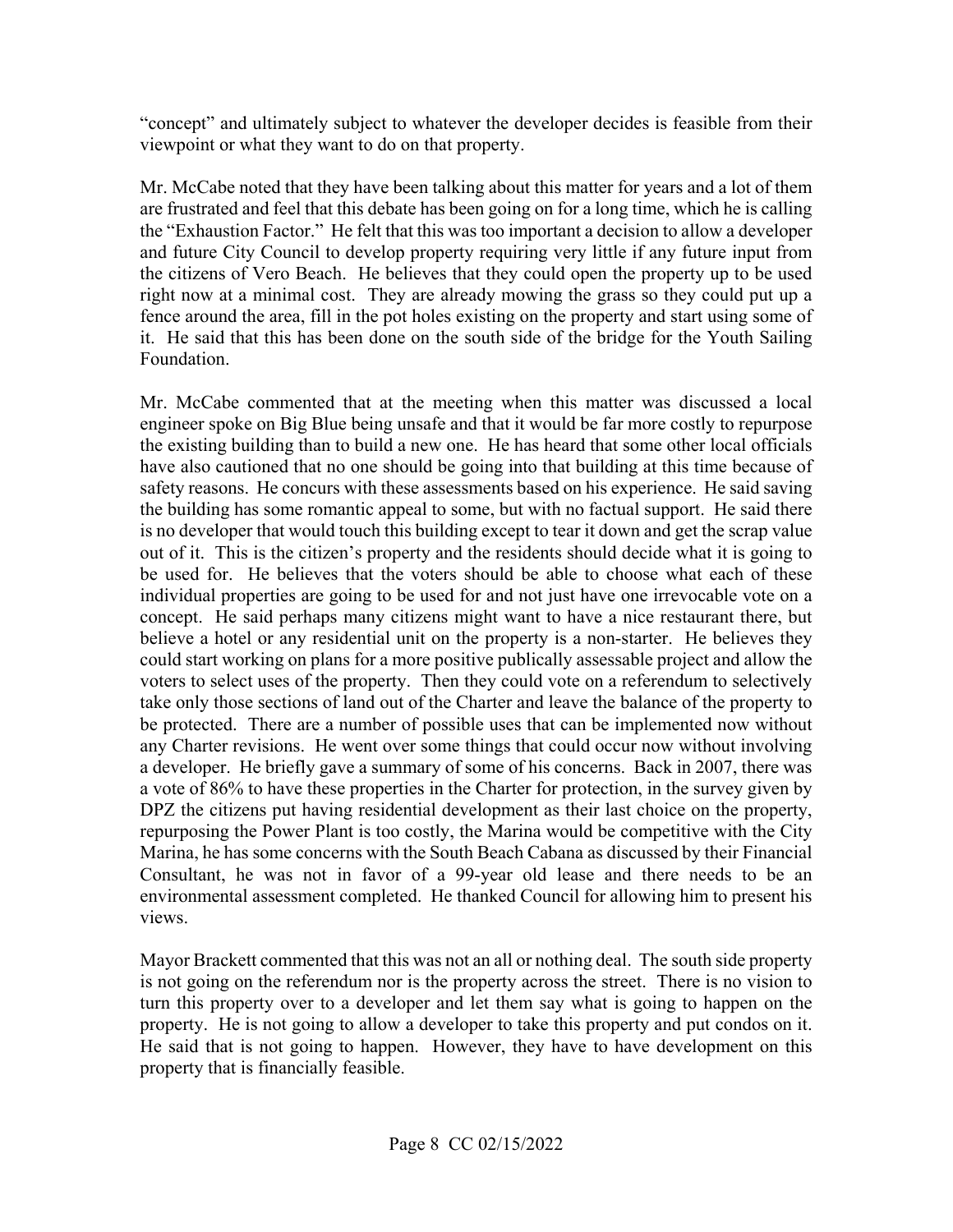"concept" and ultimately subject to whatever the developer decides is feasible from their viewpoint or what they want to do on that property.

Mr. McCabe noted that they have been talking about this matter for years and a lot of them are frustrated and feel that this debate has been going on for a long time, which he is calling the "Exhaustion Factor." He felt that this was too important a decision to allow a developer and future City Council to develop property requiring very little if any future input from the citizens of Vero Beach. He believes that they could open the property up to be used right now at a minimal cost. They are already mowing the grass so they could put up a fence around the area, fill in the pot holes existing on the property and start using some of it. He said that this has been done on the south side of the bridge for the Youth Sailing Foundation.

Mr. McCabe commented that at the meeting when this matter was discussed a local engineer spoke on Big Blue being unsafe and that it would be far more costly to repurpose the existing building than to build a new one. He has heard that some other local officials have also cautioned that no one should be going into that building at this time because of safety reasons. He concurs with these assessments based on his experience. He said saving the building has some romantic appeal to some, but with no factual support. He said there is no developer that would touch this building except to tear it down and get the scrap value out of it. This is the citizen's property and the residents should decide what it is going to be used for. He believes that the voters should be able to choose what each of these individual properties are going to be used for and not just have one irrevocable vote on a concept. He said perhaps many citizens might want to have a nice restaurant there, but believe a hotel or any residential unit on the property is a non-starter. He believes they could start working on plans for a more positive publically assessable project and allow the voters to select uses of the property. Then they could vote on a referendum to selectively take only those sections of land out of the Charter and leave the balance of the property to be protected. There are a number of possible uses that can be implemented now without any Charter revisions. He went over some things that could occur now without involving a developer. He briefly gave a summary of some of his concerns. Back in 2007, there was a vote of 86% to have these properties in the Charter for protection, in the survey given by DPZ the citizens put having residential development as their last choice on the property, repurposing the Power Plant is too costly, the Marina would be competitive with the City Marina, he has some concerns with the South Beach Cabana as discussed by their Financial Consultant, he was not in favor of a 99-year old lease and there needs to be an environmental assessment completed. He thanked Council for allowing him to present his views.

Mayor Brackett commented that this was not an all or nothing deal. The south side property is not going on the referendum nor is the property across the street. There is no vision to turn this property over to a developer and let them say what is going to happen on the property. He is not going to allow a developer to take this property and put condos on it. He said that is not going to happen. However, they have to have development on this property that is financially feasible.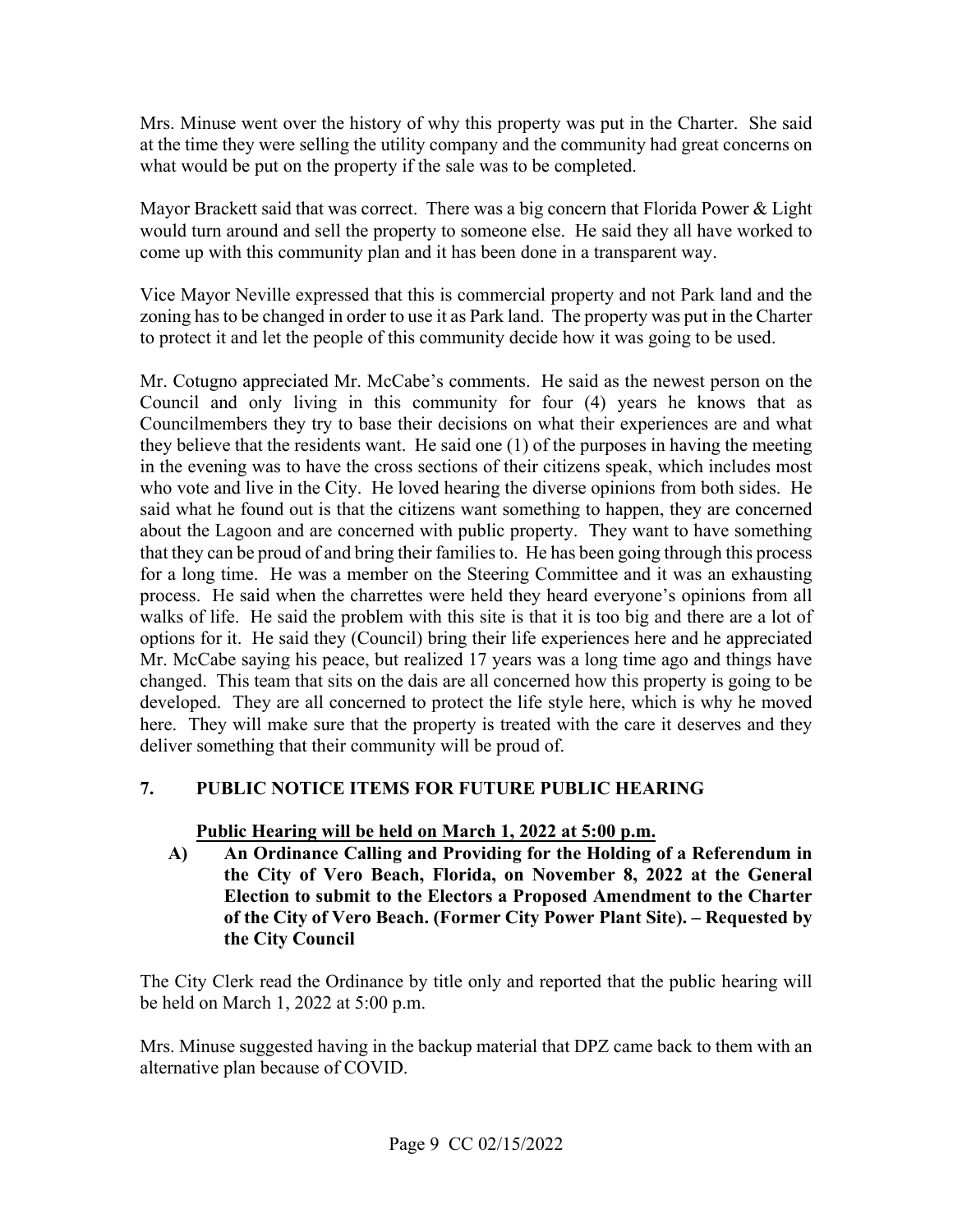Mrs. Minuse went over the history of why this property was put in the Charter. She said at the time they were selling the utility company and the community had great concerns on what would be put on the property if the sale was to be completed.

Mayor Brackett said that was correct. There was a big concern that Florida Power & Light would turn around and sell the property to someone else. He said they all have worked to come up with this community plan and it has been done in a transparent way.

Vice Mayor Neville expressed that this is commercial property and not Park land and the zoning has to be changed in order to use it as Park land. The property was put in the Charter to protect it and let the people of this community decide how it was going to be used.

Mr. Cotugno appreciated Mr. McCabe's comments. He said as the newest person on the Council and only living in this community for four (4) years he knows that as Councilmembers they try to base their decisions on what their experiences are and what they believe that the residents want. He said one (1) of the purposes in having the meeting in the evening was to have the cross sections of their citizens speak, which includes most who vote and live in the City. He loved hearing the diverse opinions from both sides. He said what he found out is that the citizens want something to happen, they are concerned about the Lagoon and are concerned with public property. They want to have something that they can be proud of and bring their families to. He has been going through this process for a long time. He was a member on the Steering Committee and it was an exhausting process. He said when the charrettes were held they heard everyone's opinions from all walks of life. He said the problem with this site is that it is too big and there are a lot of options for it. He said they (Council) bring their life experiences here and he appreciated Mr. McCabe saying his peace, but realized 17 years was a long time ago and things have changed. This team that sits on the dais are all concerned how this property is going to be developed. They are all concerned to protect the life style here, which is why he moved here. They will make sure that the property is treated with the care it deserves and they deliver something that their community will be proud of.

## 7. PUBLIC NOTICE ITEMS FOR FUTURE PUBLIC HEARING

**Public Hearing will be held on March 1, 2022 at 5:00 p.m.**

**A) An Ordinance Calling and Providing for the Holding of a Referendum in the City of Vero Beach, Florida, on November 8, 2022 at the General Election to submit to the Electors a Proposed Amendment to the Charter of the City of Vero Beach. (Former City Power Plant Site). – Requested by the City Council**

The City Clerk read the Ordinance by title only and reported that the public hearing will be held on March 1, 2022 at 5:00 p.m.

Mrs. Minuse suggested having in the backup material that DPZ came back to them with an alternative plan because of COVID.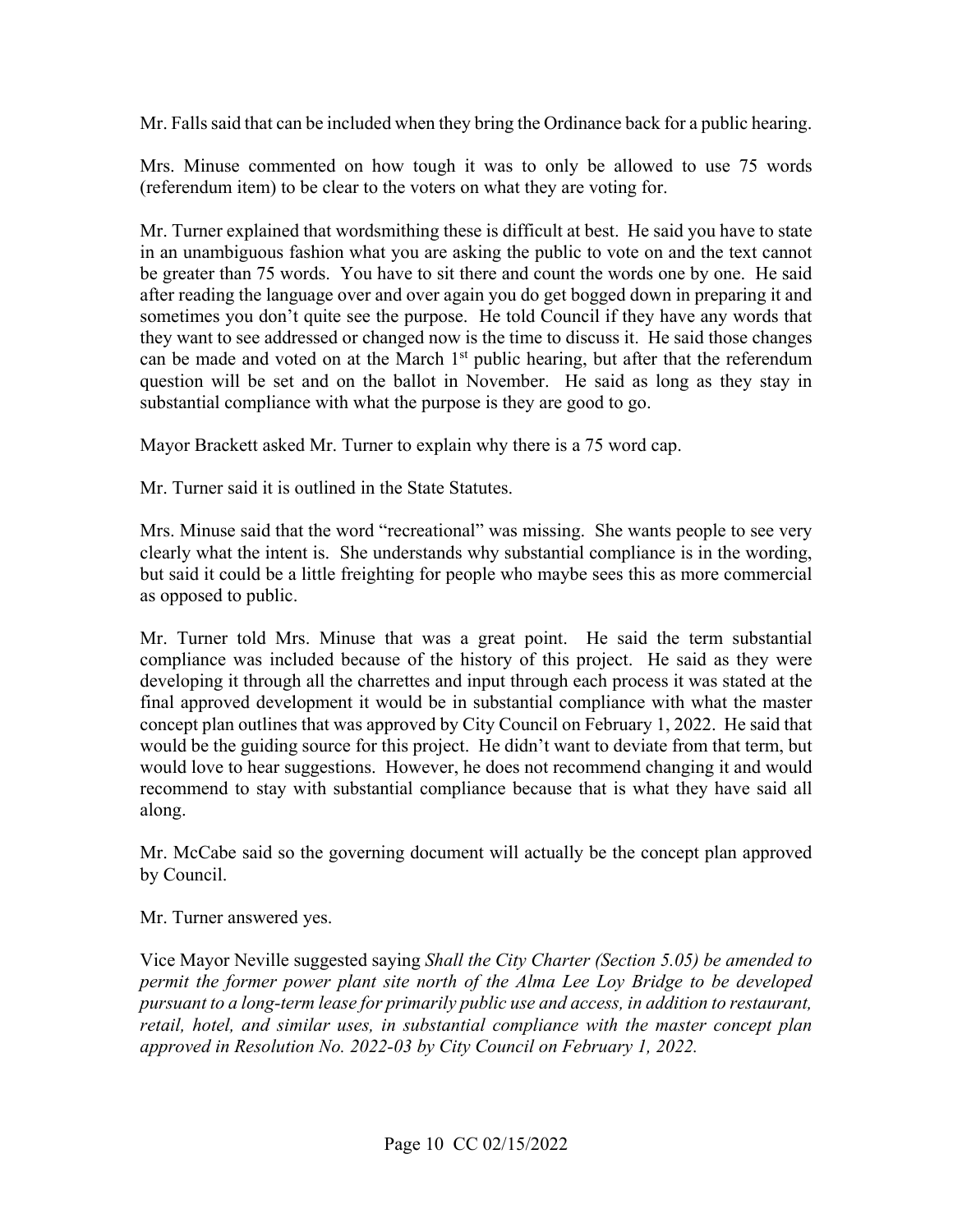Mr. Falls said that can be included when they bring the Ordinance back for a public hearing.

Mrs. Minuse commented on how tough it was to only be allowed to use 75 words (referendum item) to be clear to the voters on what they are voting for.

Mr. Turner explained that wordsmithing these is difficult at best. He said you have to state in an unambiguous fashion what you are asking the public to vote on and the text cannot be greater than 75 words. You have to sit there and count the words one by one. He said after reading the language over and over again you do get bogged down in preparing it and sometimes you don't quite see the purpose. He told Council if they have any words that they want to see addressed or changed now is the time to discuss it. He said those changes can be made and voted on at the March 1st public hearing, but after that the referendum question will be set and on the ballot in November. He said as long as they stay in substantial compliance with what the purpose is they are good to go.

Mayor Brackett asked Mr. Turner to explain why there is a 75 word cap.

Mr. Turner said it is outlined in the State Statutes.

Mrs. Minuse said that the word "recreational" was missing. She wants people to see very clearly what the intent is. She understands why substantial compliance is in the wording, but said it could be a little freighting for people who maybe sees this as more commercial as opposed to public.

Mr. Turner told Mrs. Minuse that was a great point. He said the term substantial compliance was included because of the history of this project. He said as they were developing it through all the charrettes and input through each process it was stated at the final approved development it would be in substantial compliance with what the master concept plan outlines that was approved by City Council on February 1, 2022. He said that would be the guiding source for this project. He didn't want to deviate from that term, but would love to hear suggestions. However, he does not recommend changing it and would recommend to stay with substantial compliance because that is what they have said all along.

Mr. McCabe said so the governing document will actually be the concept plan approved by Council.

Mr. Turner answered yes.

Vice Mayor Neville suggested saying *Shall the City Charter (Section 5.05) be amended to permit the former power plant site north of the Alma Lee Loy Bridge to be developed pursuant to a long-term lease for primarily public use and access, in addition to restaurant, retail, hotel, and similar uses, in substantial compliance with the master concept plan approved in Resolution No. 2022-03 by City Council on February 1, 2022.*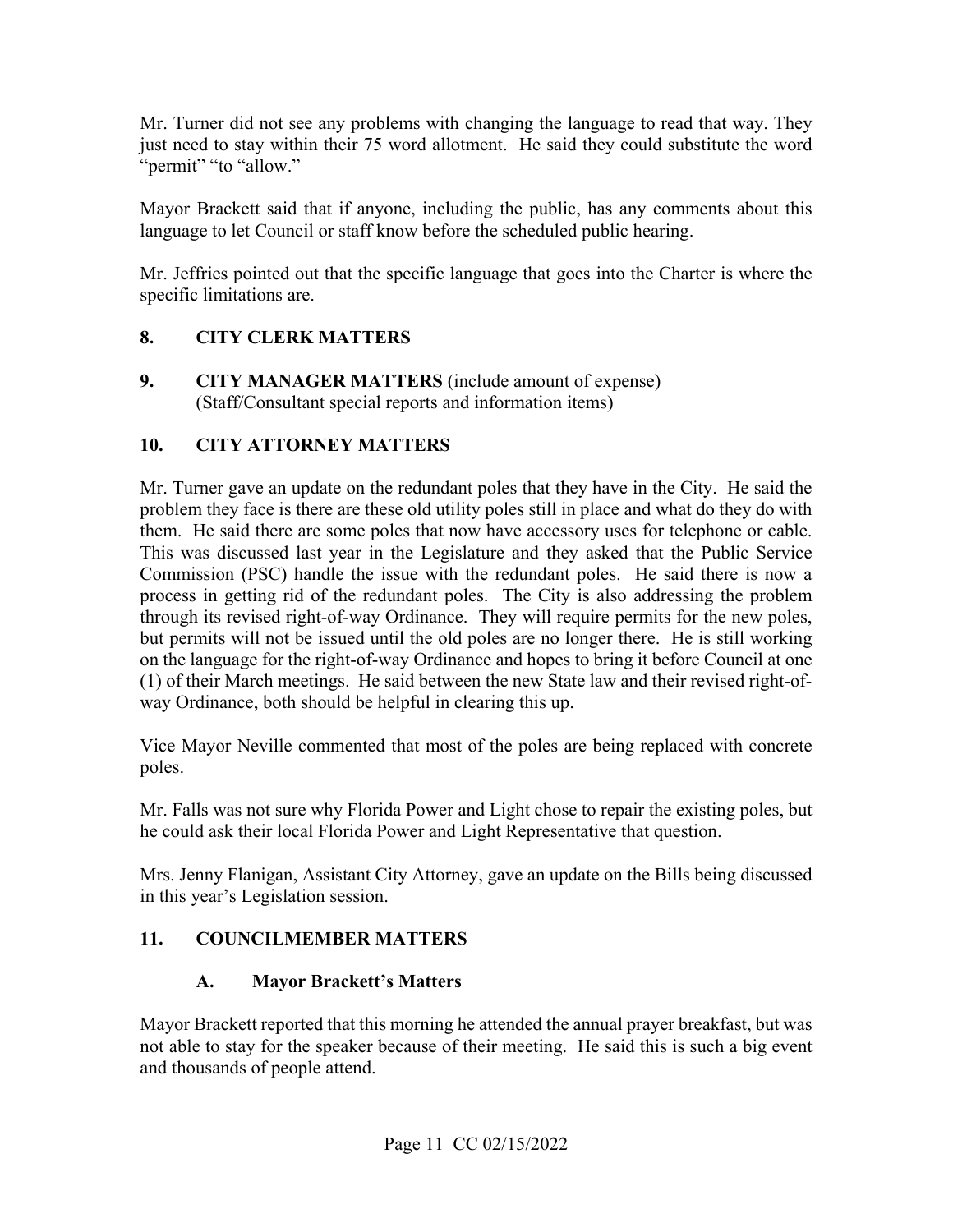Mr. Turner did not see any problems with changing the language to read that way. They just need to stay within their 75 word allotment. He said they could substitute the word "permit" "to "allow."

Mayor Brackett said that if anyone, including the public, has any comments about this language to let Council or staff know before the scheduled public hearing.

Mr. Jeffries pointed out that the specific language that goes into the Charter is where the specific limitations are.

## 8. CITY CLERK MATTERS

## 9. CITY MANAGER MATTERS (include amount of expense) (Staff/Consultant special reports and information items)

## 10. CITY ATTORNEY MATTERS

Mr. Turner gave an update on the redundant poles that they have in the City. He said the problem they face is there are these old utility poles still in place and what do they do with them. He said there are some poles that now have accessory uses for telephone or cable. This was discussed last year in the Legislature and they asked that the Public Service Commission (PSC) handle the issue with the redundant poles. He said there is now a process in getting rid of the redundant poles. The City is also addressing the problem through its revised right-of-way Ordinance. They will require permits for the new poles, but permits will not be issued until the old poles are no longer there. He is still working on the language for the right-of-way Ordinance and hopes to bring it before Council at one (1) of their March meetings. He said between the new State law and their revised right-of-way Ordinance, both should be helpful in clearing this up.

Vice Mayor Neville commented that most of the poles are being replaced with concrete poles.

Mr. Falls was not sure why Florida Power and Light chose to repair the existing poles, but he could ask their local Florida Power and Light Representative that question.

Mrs. Jenny Flanigan, Assistant City Attorney, gave an update on the Bills being discussed in this year's Legislation session.

## 11. COUNCILMEMBER MATTERS

### A. Mayor Brackett's Matters

Mayor Brackett reported that this morning he attended the annual prayer breakfast, but was not able to stay for the speaker because of their meeting. He said this is such a big event and thousands of people attend.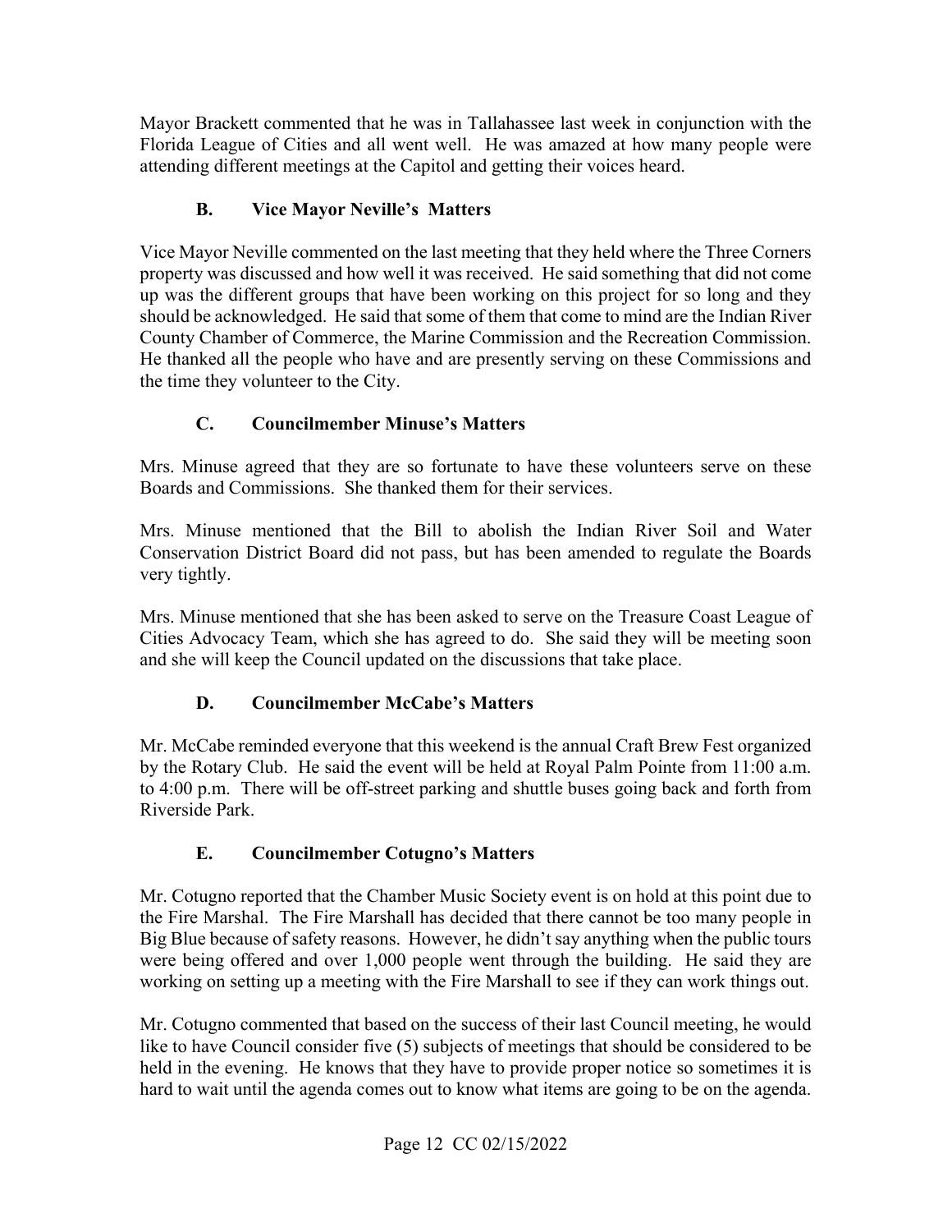Mayor Brackett commented that he was in Tallahassee last week in conjunction with the Florida League of Cities and all went well. He was amazed at how many people were attending different meetings at the Capitol and getting their voices heard.

### B. Vice Mayor Neville's Matters

Vice Mayor Neville commented on the last meeting that they held where the Three Corners property was discussed and how well it was received. He said something that did not come up was the different groups that have been working on this project for so long and they should be acknowledged. He said that some of them that come to mind are the Indian River County Chamber of Commerce, the Marine Commission and the Recreation Commission. He thanked all the people who have and are presently serving on these Commissions and the time they volunteer to the City.

### C. Councilmember Minuse's Matters

Mrs. Minuse agreed that they are so fortunate to have these volunteers serve on these Boards and Commissions. She thanked them for their services.

Mrs. Minuse mentioned that the Bill to abolish the Indian River Soil and Water Conservation District Board did not pass, but has been amended to regulate the Boards very tightly.

Mrs. Minuse mentioned that she has been asked to serve on the Treasure Coast League of Cities Advocacy Team, which she has agreed to do. She said they will be meeting soon and she will keep the Council updated on the discussions that take place.

### D. Councilmember McCabe's Matters

Mr. McCabe reminded everyone that this weekend is the annual Craft Brew Fest organized by the Rotary Club. He said the event will be held at Royal Palm Pointe from 11:00 a.m. to 4:00 p.m. There will be off-street parking and shuttle buses going back and forth from Riverside Park.

### E. Councilmember Cotugno's Matters

Mr. Cotugno reported that the Chamber Music Society event is on hold at this point due to the Fire Marshal. The Fire Marshall has decided that there cannot be too many people in Big Blue because of safety reasons. However, he didn't say anything when the public tours were being offered and over 1,000 people went through the building. He said they are working on setting up a meeting with the Fire Marshall to see if they can work things out.

Mr. Cotugno commented that based on the success of their last Council meeting, he would like to have Council consider five (5) subjects of meetings that should be considered to be held in the evening. He knows that they have to provide proper notice so sometimes it is hard to wait until the agenda comes out to know what items are going to be on the agenda.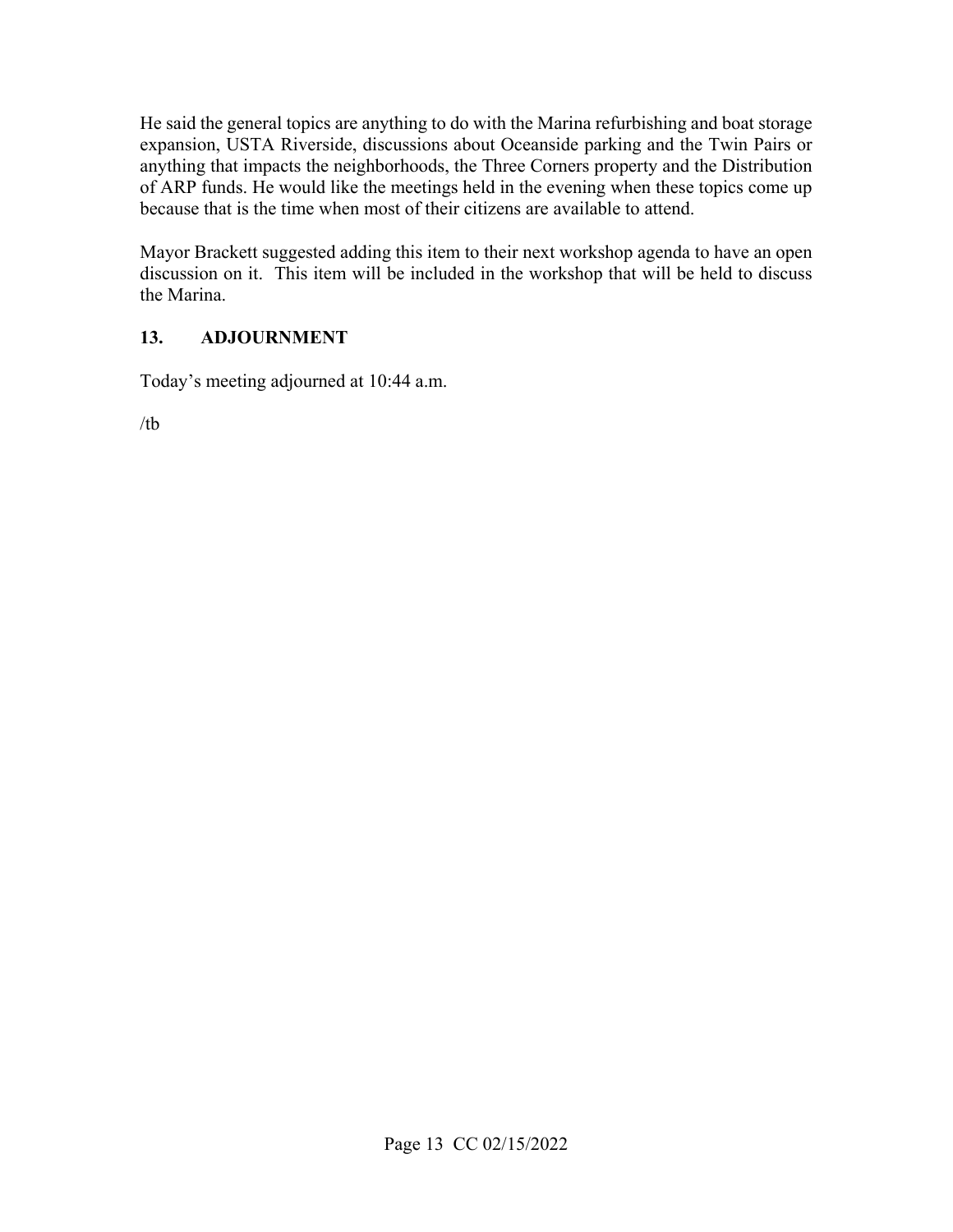He said the general topics are anything to do with the Marina refurbishing and boat storage expansion, USTA Riverside, discussions about Oceanside parking and the Twin Pairs or anything that impacts the neighborhoods, the Three Corners property and the Distribution of ARP funds. He would like the meetings held in the evening when these topics come up because that is the time when most of their citizens are available to attend.

Mayor Brackett suggested adding this item to their next workshop agenda to have an open discussion on it. This item will be included in the workshop that will be held to discuss the Marina.

## 13. ADJOURNMENT

Today's meeting adjourned at 10:44 a.m.

/tb